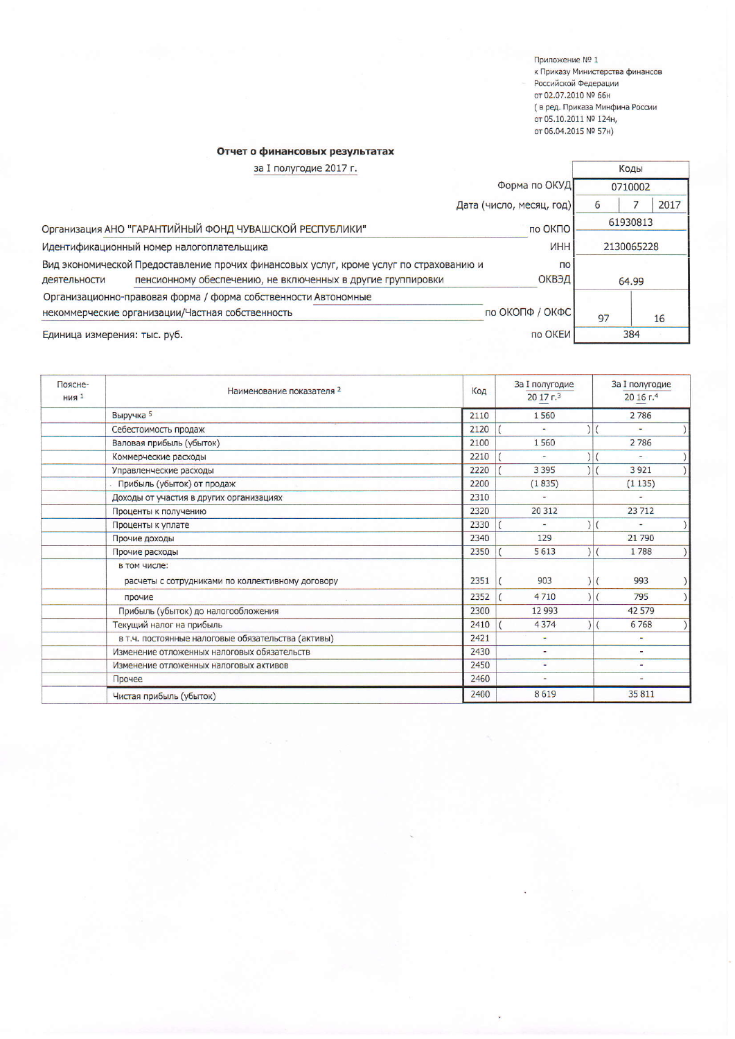Приложение № 1
к Приказу Министерства финансов
Российской Федерации
от 02.07.2010 № 66н
( в ред. Приказа Минфина России
от 05.10.2011 № 124н,
от 06.04.2015 № 57н)

## Отчет о финансовых результатах

за I полугодие 2017 г.

| | | Коды | | |
|---|---|---|---|---|
| | Форма по ОКУД | 0710002 | | |
| | Дата (число, месяц, год) | 6 | 7 | 2017 |
| Организация АНО "ГАРАНТИЙНЫЙ ФОНД ЧУВАШСКОЙ РЕСПУБЛИКИ" | по ОКПО | 61930813 | | |
| Идентификационный номер налогоплательщика | ИНН | 2130065228 | | |
| Вид экономической деятельности Предоставление прочих финансовых услуг, кроме услуг по страхованию и пенсионному обеспечению, не включенных в другие группировки | по ОКВЭД | 64.99 | | |
| Организационно-правовая форма / форма собственности Автономные некоммерческие организации/Частная собственность | по ОКОПФ / ОКФС | 97 | 16 | |
| Единица измерения: тыс. руб. | по ОКЕИ | 384 | | |

| Пояснения [1] | Наименование показателя [2] | Код | За I полугодие 20 17 г.[3] | За I полугодие 20 16 г.[4] |
|---|---|---|---|---|
| | Выручка [5] | 2110 | 1 560 | 2 786 |
| | Себестоимость продаж | 2120 | ( - ) | ( - ) |
| | Валовая прибыль (убыток) | 2100 | 1 560 | 2 786 |
| | Коммерческие расходы | 2210 | ( - ) | ( - ) |
| | Управленческие расходы | 2220 | ( 3 395 ) | ( 3 921 ) |
| | Прибыль (убыток) от продаж | 2200 | (1 835) | (1 135) |
| | Доходы от участия в других организациях | 2310 | - | - |
| | Проценты к получению | 2320 | 20 312 | 23 712 |
| | Проценты к уплате | 2330 | ( - ) | ( - ) |
| | Прочие доходы | 2340 | 129 | 21 790 |
| | Прочие расходы | 2350 | ( 5 613 ) | ( 1 788 ) |
| | в том числе: | | | |
| | расчеты с сотрудниками по коллективному договору | 2351 | ( 903 ) | ( 993 ) |
| | прочие | 2352 | ( 4 710 ) | ( 795 ) |
| | Прибыль (убыток) до налогообложения | 2300 | 12 993 | 42 579 |
| | Текущий налог на прибыль | 2410 | ( 4 374 ) | ( 6 768 ) |
| | в т.ч. постоянные налоговые обязательства (активы) | 2421 | - | - |
| | Изменение отложенных налоговых обязательств | 2430 | - | - |
| | Изменение отложенных налоговых активов | 2450 | - | - |
| | Прочее | 2460 | - | - |
| | Чистая прибыль (убыток) | 2400 | 8 619 | 35 811 |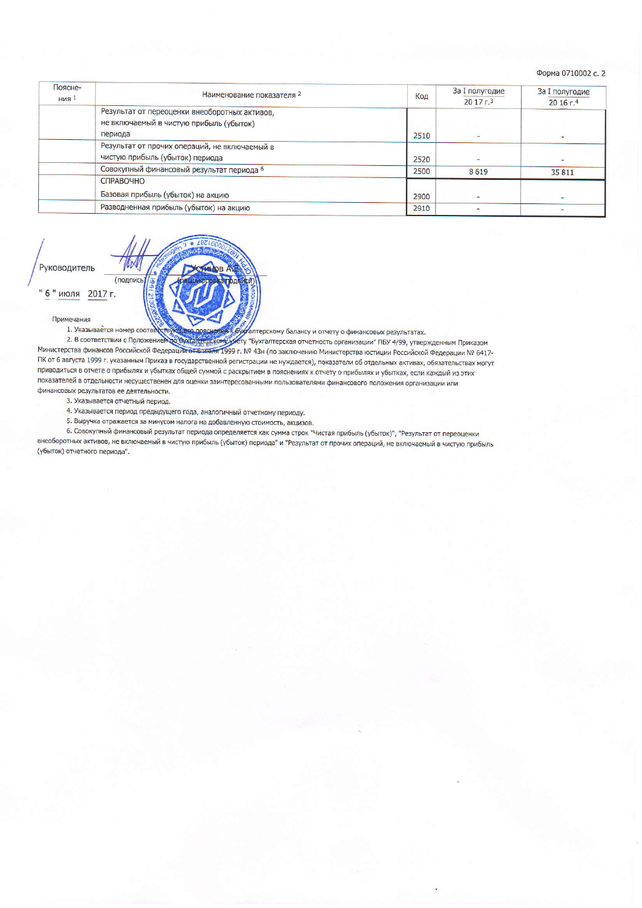Форма 0710002 с. 2

| Поясне-ния [1] | Наименование показателя [2] | Код | За I полугодие 20 17 г.[3] | За I полугодие 20 16 г.[4] |
| --- | --- | --- | --- | --- |
| | Результат от переоценки внеоборотных активов, не включаемый в чистую прибыль (убыток) периода | 2510 | - | - |
| | Результат от прочих операций, не включаемый в чистую прибыль (убыток) периода | 2520 | - | - |
| | Совокупный финансовый результат периода [6] | 2500 | 8 619 | 35 811 |
| | СПРАВОЧНО<br>Базовая прибыль (убыток) на акцию | 2900 | - | - |
| | Разводненная прибыль (убыток) на акцию | 2910 | - | - |

Руководитель _______ (подпись) Устинов А.Е. (расшифровка подписи)

" 6 " июля 2017 г.

Примечания

1. Указывается номер соответствующего пояснения к бухгалтерскому балансу и отчету о финансовых результатах.
2. В соответствии с Положением по бухгалтерскому учету "Бухгалтерская отчетность организации" ПБУ 4/99, утвержденным Приказом Министерства финансов Российской Федерации от 6 июля 1999 г. № 43н (по заключению Министерства юстиции Российской Федерации № 6417-ПК от 6 августа 1999 г. указанным Приказ в государственной регистрации не нуждается), показатели об отдельных активах, обязательствах могут приводиться в отчете о прибылях и убытках общей суммой с раскрытием в пояснениях к отчету о прибылях и убытках, если каждый из этих показателей в отдельности несущественен для оценки заинтересованными пользователями финансового положения организации или финансовых результатов ее деятельности.
3. Указывается отчетный период.
4. Указывается период предыдущего года, аналогичный отчетному периоду.
5. Выручка отражается за минусом налога на добавленную стоимость, акцизов.
6. Совокупный финансовый результат периода определяется как сумма строк "Чистая прибыль (убыток)", "Результат от переоценки внеоборотных активов, не включаемый в чистую прибыль (убыток) периода" и "Результат от прочих операций, не включаемый в чистую прибыль (убыток) отчетного периода".